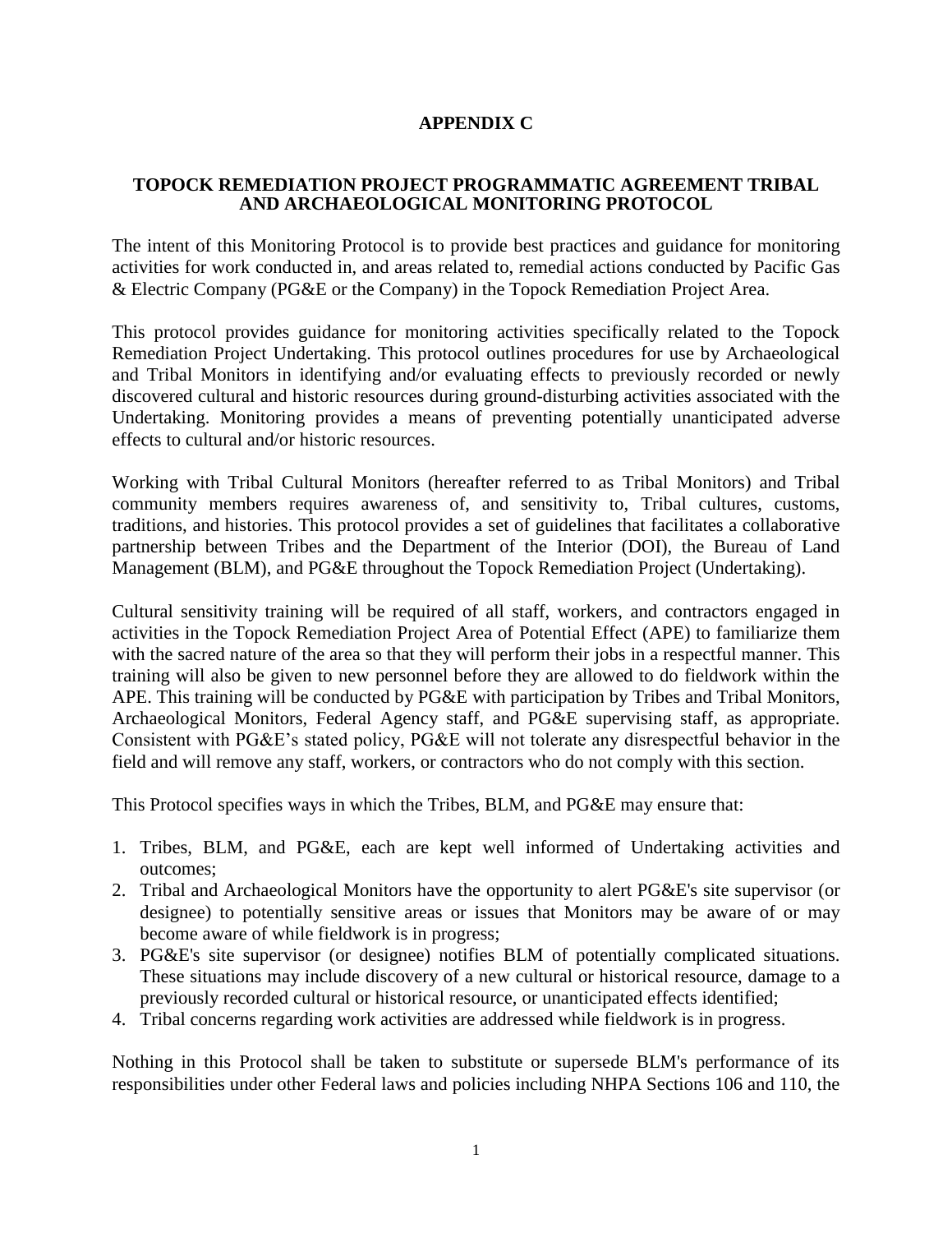# APPENDIX C

## TOPOCK REMEDIATION PROJECT PROGRAMMATIC AGREEMENT TRIBAL AND ARCHAEOLOGICAL MONITORING PROTOCOL

The intent of this Monitoring Protocol is to provide best practices and guidance for monitoring activities for work conducted in, and areas related to, remedial actions conducted by Pacific Gas & Electric Company (PG&E or the Company) in the Topock Remediation Project Area.

This protocol provides guidance for monitoring activities specifically related to the Topock Remediation Project Undertaking. This protocol outlines procedures for use by Archaeological and Tribal Monitors in identifying and/or evaluating effects to previously recorded or newly discovered cultural and historic resources during ground-disturbing activities associated with the Undertaking. Monitoring provides a means of preventing potentially unanticipated adverse effects to cultural and/or historic resources.

Working with Tribal Cultural Monitors (hereafter referred to as Tribal Monitors) and Tribal community members requires awareness of, and sensitivity to, Tribal cultures, customs, traditions, and histories. This protocol provides a set of guidelines that facilitates a collaborative partnership between Tribes and the Department of the Interior (DOI), the Bureau of Land Management (BLM), and PG&E throughout the Topock Remediation Project (Undertaking).

Cultural sensitivity training will be required of all staff, workers, and contractors engaged in activities in the Topock Remediation Project Area of Potential Effect (APE) to familiarize them with the sacred nature of the area so that they will perform their jobs in a respectful manner. This training will also be given to new personnel before they are allowed to do fieldwork within the APE. This training will be conducted by PG&E with participation by Tribes and Tribal Monitors, Archaeological Monitors, Federal Agency staff, and PG&E supervising staff, as appropriate. Consistent with PG&E's stated policy, PG&E will not tolerate any disrespectful behavior in the field and will remove any staff, workers, or contractors who do not comply with this section.

This Protocol specifies ways in which the Tribes, BLM, and PG&E may ensure that:

1. Tribes, BLM, and PG&E, each are kept well informed of Undertaking activities and outcomes;
2. Tribal and Archaeological Monitors have the opportunity to alert PG&E's site supervisor (or designee) to potentially sensitive areas or issues that Monitors may be aware of or may become aware of while fieldwork is in progress;
3. PG&E's site supervisor (or designee) notifies BLM of potentially complicated situations. These situations may include discovery of a new cultural or historical resource, damage to a previously recorded cultural or historical resource, or unanticipated effects identified;
4. Tribal concerns regarding work activities are addressed while fieldwork is in progress.

Nothing in this Protocol shall be taken to substitute or supersede BLM's performance of its responsibilities under other Federal laws and policies including NHPA Sections 106 and 110, the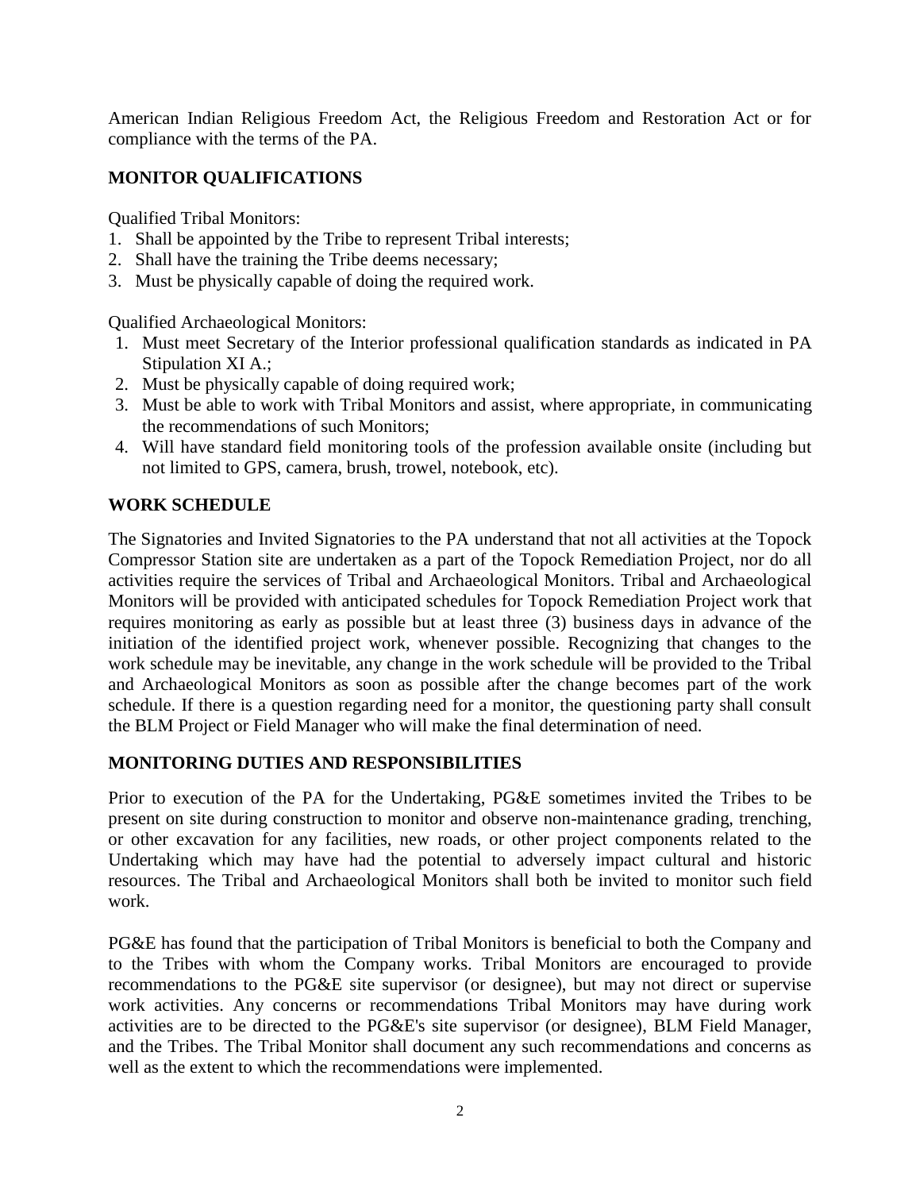American Indian Religious Freedom Act, the Religious Freedom and Restoration Act or for compliance with the terms of the PA.

## MONITOR QUALIFICATIONS

Qualified Tribal Monitors:

1. Shall be appointed by the Tribe to represent Tribal interests;
2. Shall have the training the Tribe deems necessary;
3. Must be physically capable of doing the required work.

Qualified Archaeological Monitors:

1. Must meet Secretary of the Interior professional qualification standards as indicated in PA Stipulation XI A.;
2. Must be physically capable of doing required work;
3. Must be able to work with Tribal Monitors and assist, where appropriate, in communicating the recommendations of such Monitors;
4. Will have standard field monitoring tools of the profession available onsite (including but not limited to GPS, camera, brush, trowel, notebook, etc).

## WORK SCHEDULE

The Signatories and Invited Signatories to the PA understand that not all activities at the Topock Compressor Station site are undertaken as a part of the Topock Remediation Project, nor do all activities require the services of Tribal and Archaeological Monitors. Tribal and Archaeological Monitors will be provided with anticipated schedules for Topock Remediation Project work that requires monitoring as early as possible but at least three (3) business days in advance of the initiation of the identified project work, whenever possible. Recognizing that changes to the work schedule may be inevitable, any change in the work schedule will be provided to the Tribal and Archaeological Monitors as soon as possible after the change becomes part of the work schedule. If there is a question regarding need for a monitor, the questioning party shall consult the BLM Project or Field Manager who will make the final determination of need.

## MONITORING DUTIES AND RESPONSIBILITIES

Prior to execution of the PA for the Undertaking, PG&E sometimes invited the Tribes to be present on site during construction to monitor and observe non-maintenance grading, trenching, or other excavation for any facilities, new roads, or other project components related to the Undertaking which may have had the potential to adversely impact cultural and historic resources. The Tribal and Archaeological Monitors shall both be invited to monitor such field work.

PG&E has found that the participation of Tribal Monitors is beneficial to both the Company and to the Tribes with whom the Company works. Tribal Monitors are encouraged to provide recommendations to the PG&E site supervisor (or designee), but may not direct or supervise work activities. Any concerns or recommendations Tribal Monitors may have during work activities are to be directed to the PG&E's site supervisor (or designee), BLM Field Manager, and the Tribes. The Tribal Monitor shall document any such recommendations and concerns as well as the extent to which the recommendations were implemented.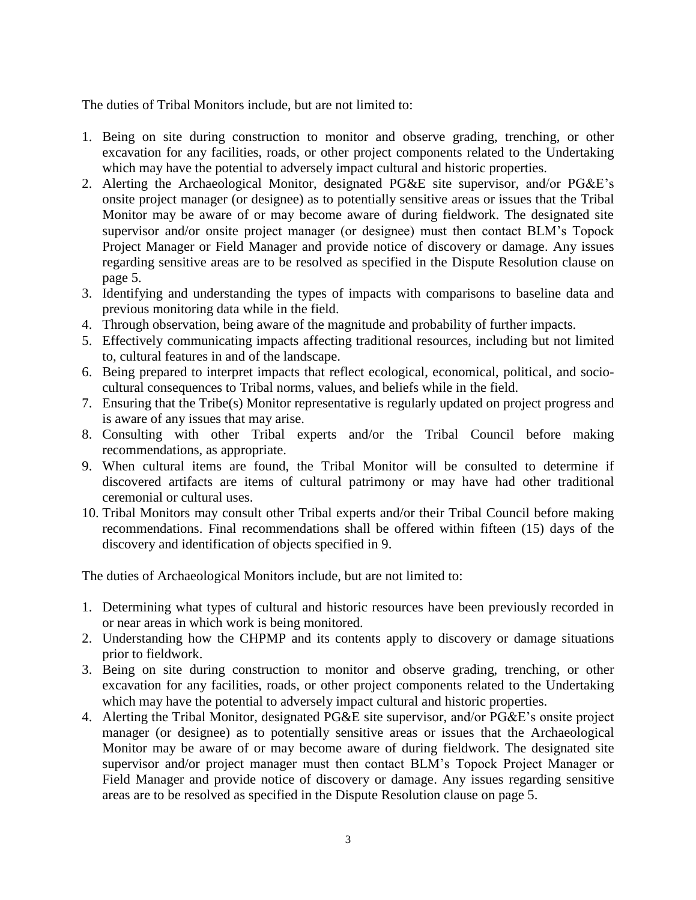The duties of Tribal Monitors include, but are not limited to:

1. Being on site during construction to monitor and observe grading, trenching, or other excavation for any facilities, roads, or other project components related to the Undertaking which may have the potential to adversely impact cultural and historic properties.
2. Alerting the Archaeological Monitor, designated PG&E site supervisor, and/or PG&E's onsite project manager (or designee) as to potentially sensitive areas or issues that the Tribal Monitor may be aware of or may become aware of during fieldwork. The designated site supervisor and/or onsite project manager (or designee) must then contact BLM's Topock Project Manager or Field Manager and provide notice of discovery or damage. Any issues regarding sensitive areas are to be resolved as specified in the Dispute Resolution clause on page 5.
3. Identifying and understanding the types of impacts with comparisons to baseline data and previous monitoring data while in the field.
4. Through observation, being aware of the magnitude and probability of further impacts.
5. Effectively communicating impacts affecting traditional resources, including but not limited to, cultural features in and of the landscape.
6. Being prepared to interpret impacts that reflect ecological, economical, political, and socio-cultural consequences to Tribal norms, values, and beliefs while in the field.
7. Ensuring that the Tribe(s) Monitor representative is regularly updated on project progress and is aware of any issues that may arise.
8. Consulting with other Tribal experts and/or the Tribal Council before making recommendations, as appropriate.
9. When cultural items are found, the Tribal Monitor will be consulted to determine if discovered artifacts are items of cultural patrimony or may have had other traditional ceremonial or cultural uses.
10. Tribal Monitors may consult other Tribal experts and/or their Tribal Council before making recommendations. Final recommendations shall be offered within fifteen (15) days of the discovery and identification of objects specified in 9.

The duties of Archaeological Monitors include, but are not limited to:

1. Determining what types of cultural and historic resources have been previously recorded in or near areas in which work is being monitored.
2. Understanding how the CHPMP and its contents apply to discovery or damage situations prior to fieldwork.
3. Being on site during construction to monitor and observe grading, trenching, or other excavation for any facilities, roads, or other project components related to the Undertaking which may have the potential to adversely impact cultural and historic properties.
4. Alerting the Tribal Monitor, designated PG&E site supervisor, and/or PG&E's onsite project manager (or designee) as to potentially sensitive areas or issues that the Archaeological Monitor may be aware of or may become aware of during fieldwork. The designated site supervisor and/or project manager must then contact BLM's Topock Project Manager or Field Manager and provide notice of discovery or damage. Any issues regarding sensitive areas are to be resolved as specified in the Dispute Resolution clause on page 5.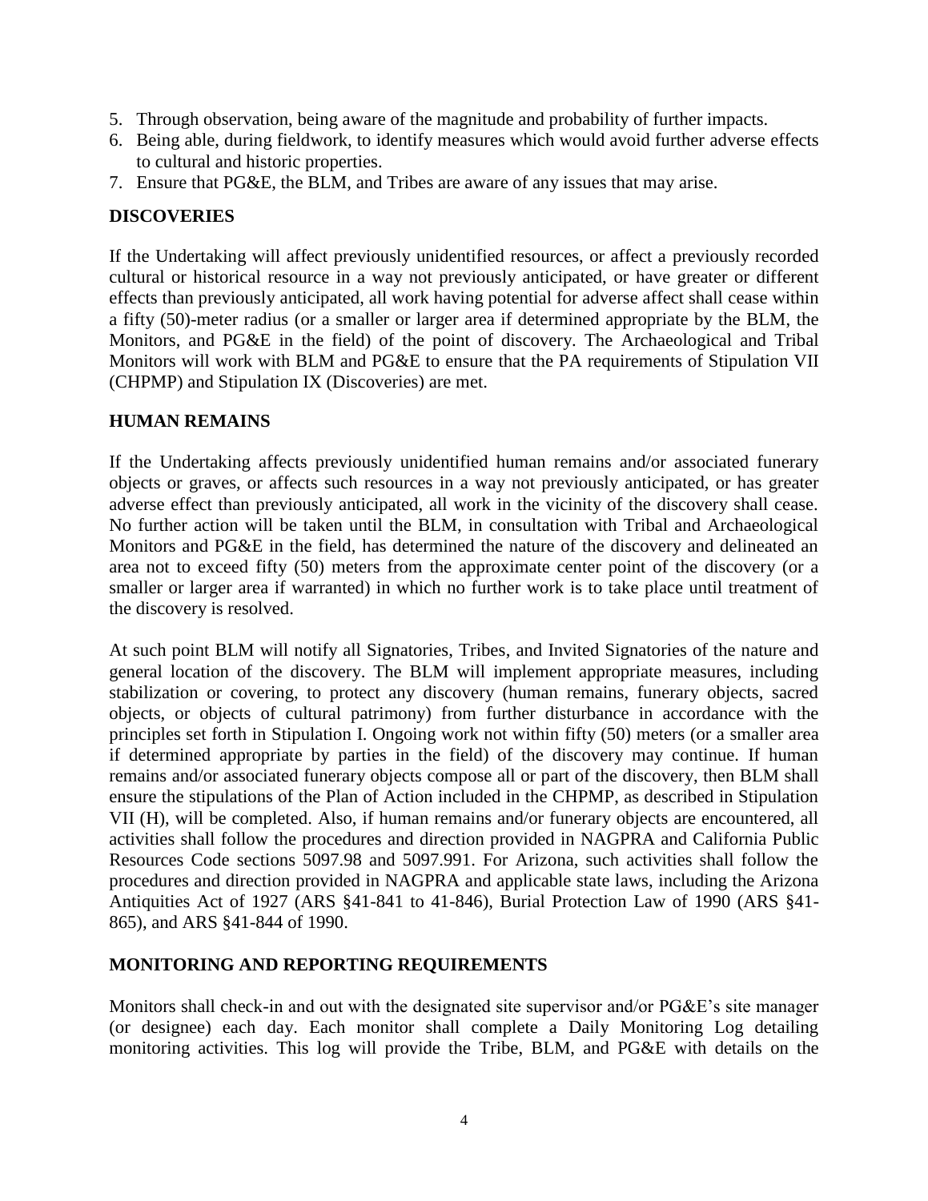5. Through observation, being aware of the magnitude and probability of further impacts.
6. Being able, during fieldwork, to identify measures which would avoid further adverse effects to cultural and historic properties.
7. Ensure that PG&E, the BLM, and Tribes are aware of any issues that may arise.

## DISCOVERIES

If the Undertaking will affect previously unidentified resources, or affect a previously recorded cultural or historical resource in a way not previously anticipated, or have greater or different effects than previously anticipated, all work having potential for adverse affect shall cease within a fifty (50)-meter radius (or a smaller or larger area if determined appropriate by the BLM, the Monitors, and PG&E in the field) of the point of discovery. The Archaeological and Tribal Monitors will work with BLM and PG&E to ensure that the PA requirements of Stipulation VII (CHPMP) and Stipulation IX (Discoveries) are met.

## HUMAN REMAINS

If the Undertaking affects previously unidentified human remains and/or associated funerary objects or graves, or affects such resources in a way not previously anticipated, or has greater adverse effect than previously anticipated, all work in the vicinity of the discovery shall cease. No further action will be taken until the BLM, in consultation with Tribal and Archaeological Monitors and PG&E in the field, has determined the nature of the discovery and delineated an area not to exceed fifty (50) meters from the approximate center point of the discovery (or a smaller or larger area if warranted) in which no further work is to take place until treatment of the discovery is resolved.

At such point BLM will notify all Signatories, Tribes, and Invited Signatories of the nature and general location of the discovery. The BLM will implement appropriate measures, including stabilization or covering, to protect any discovery (human remains, funerary objects, sacred objects, or objects of cultural patrimony) from further disturbance in accordance with the principles set forth in Stipulation I. Ongoing work not within fifty (50) meters (or a smaller area if determined appropriate by parties in the field) of the discovery may continue. If human remains and/or associated funerary objects compose all or part of the discovery, then BLM shall ensure the stipulations of the Plan of Action included in the CHPMP, as described in Stipulation VII (H), will be completed. Also, if human remains and/or funerary objects are encountered, all activities shall follow the procedures and direction provided in NAGPRA and California Public Resources Code sections 5097.98 and 5097.991. For Arizona, such activities shall follow the procedures and direction provided in NAGPRA and applicable state laws, including the Arizona Antiquities Act of 1927 (ARS §41-841 to 41-846), Burial Protection Law of 1990 (ARS §41-865), and ARS §41-844 of 1990.

## MONITORING AND REPORTING REQUIREMENTS

Monitors shall check-in and out with the designated site supervisor and/or PG&E's site manager (or designee) each day. Each monitor shall complete a Daily Monitoring Log detailing monitoring activities. This log will provide the Tribe, BLM, and PG&E with details on the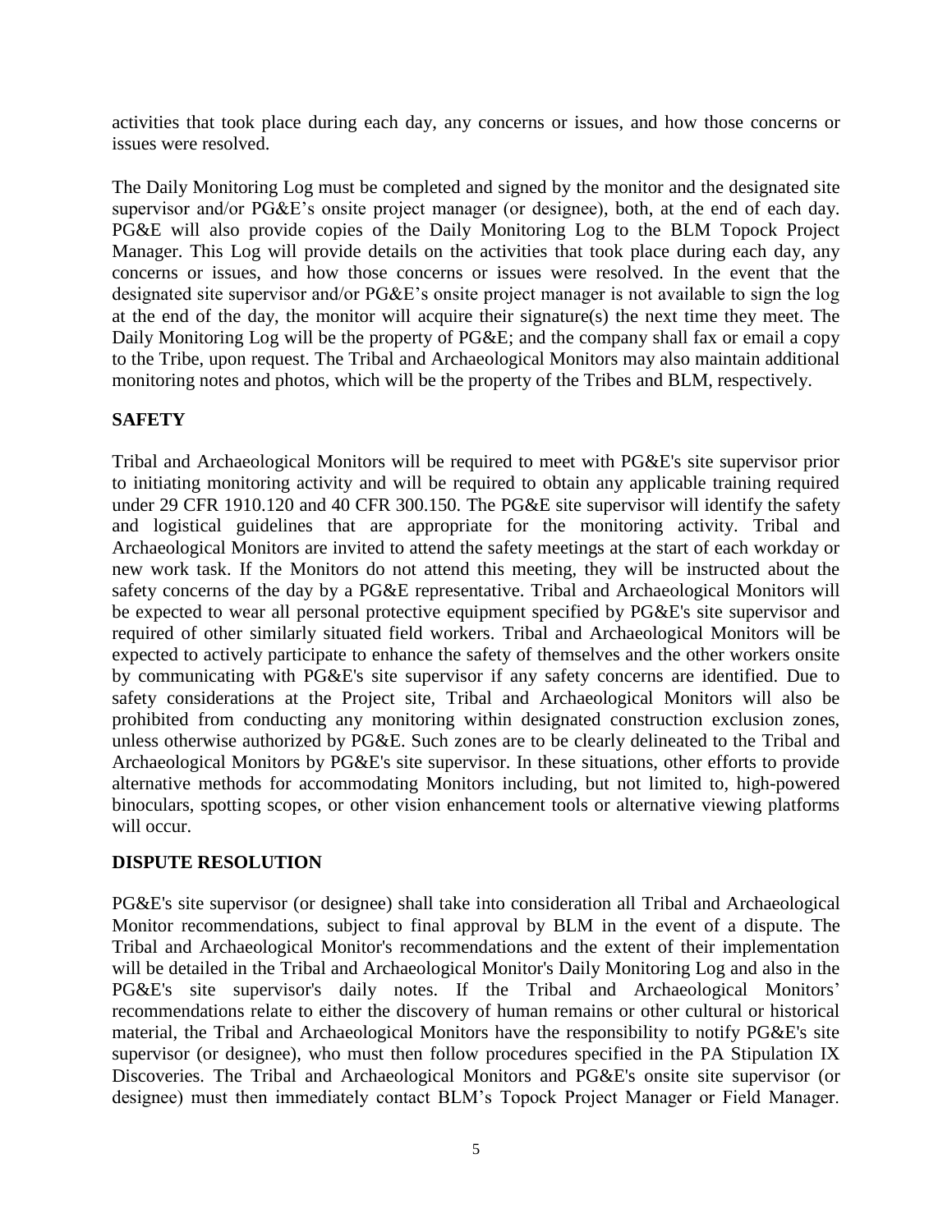activities that took place during each day, any concerns or issues, and how those concerns or issues were resolved.

The Daily Monitoring Log must be completed and signed by the monitor and the designated site supervisor and/or PG&E's onsite project manager (or designee), both, at the end of each day. PG&E will also provide copies of the Daily Monitoring Log to the BLM Topock Project Manager. This Log will provide details on the activities that took place during each day, any concerns or issues, and how those concerns or issues were resolved. In the event that the designated site supervisor and/or PG&E's onsite project manager is not available to sign the log at the end of the day, the monitor will acquire their signature(s) the next time they meet. The Daily Monitoring Log will be the property of PG&E; and the company shall fax or email a copy to the Tribe, upon request. The Tribal and Archaeological Monitors may also maintain additional monitoring notes and photos, which will be the property of the Tribes and BLM, respectively.

## SAFETY

Tribal and Archaeological Monitors will be required to meet with PG&E's site supervisor prior to initiating monitoring activity and will be required to obtain any applicable training required under 29 CFR 1910.120 and 40 CFR 300.150. The PG&E site supervisor will identify the safety and logistical guidelines that are appropriate for the monitoring activity. Tribal and Archaeological Monitors are invited to attend the safety meetings at the start of each workday or new work task. If the Monitors do not attend this meeting, they will be instructed about the safety concerns of the day by a PG&E representative. Tribal and Archaeological Monitors will be expected to wear all personal protective equipment specified by PG&E's site supervisor and required of other similarly situated field workers. Tribal and Archaeological Monitors will be expected to actively participate to enhance the safety of themselves and the other workers onsite by communicating with PG&E's site supervisor if any safety concerns are identified. Due to safety considerations at the Project site, Tribal and Archaeological Monitors will also be prohibited from conducting any monitoring within designated construction exclusion zones, unless otherwise authorized by PG&E. Such zones are to be clearly delineated to the Tribal and Archaeological Monitors by PG&E's site supervisor. In these situations, other efforts to provide alternative methods for accommodating Monitors including, but not limited to, high-powered binoculars, spotting scopes, or other vision enhancement tools or alternative viewing platforms will occur.

## DISPUTE RESOLUTION

PG&E's site supervisor (or designee) shall take into consideration all Tribal and Archaeological Monitor recommendations, subject to final approval by BLM in the event of a dispute. The Tribal and Archaeological Monitor's recommendations and the extent of their implementation will be detailed in the Tribal and Archaeological Monitor's Daily Monitoring Log and also in the PG&E's site supervisor's daily notes. If the Tribal and Archaeological Monitors' recommendations relate to either the discovery of human remains or other cultural or historical material, the Tribal and Archaeological Monitors have the responsibility to notify PG&E's site supervisor (or designee), who must then follow procedures specified in the PA Stipulation IX Discoveries. The Tribal and Archaeological Monitors and PG&E's onsite site supervisor (or designee) must then immediately contact BLM's Topock Project Manager or Field Manager.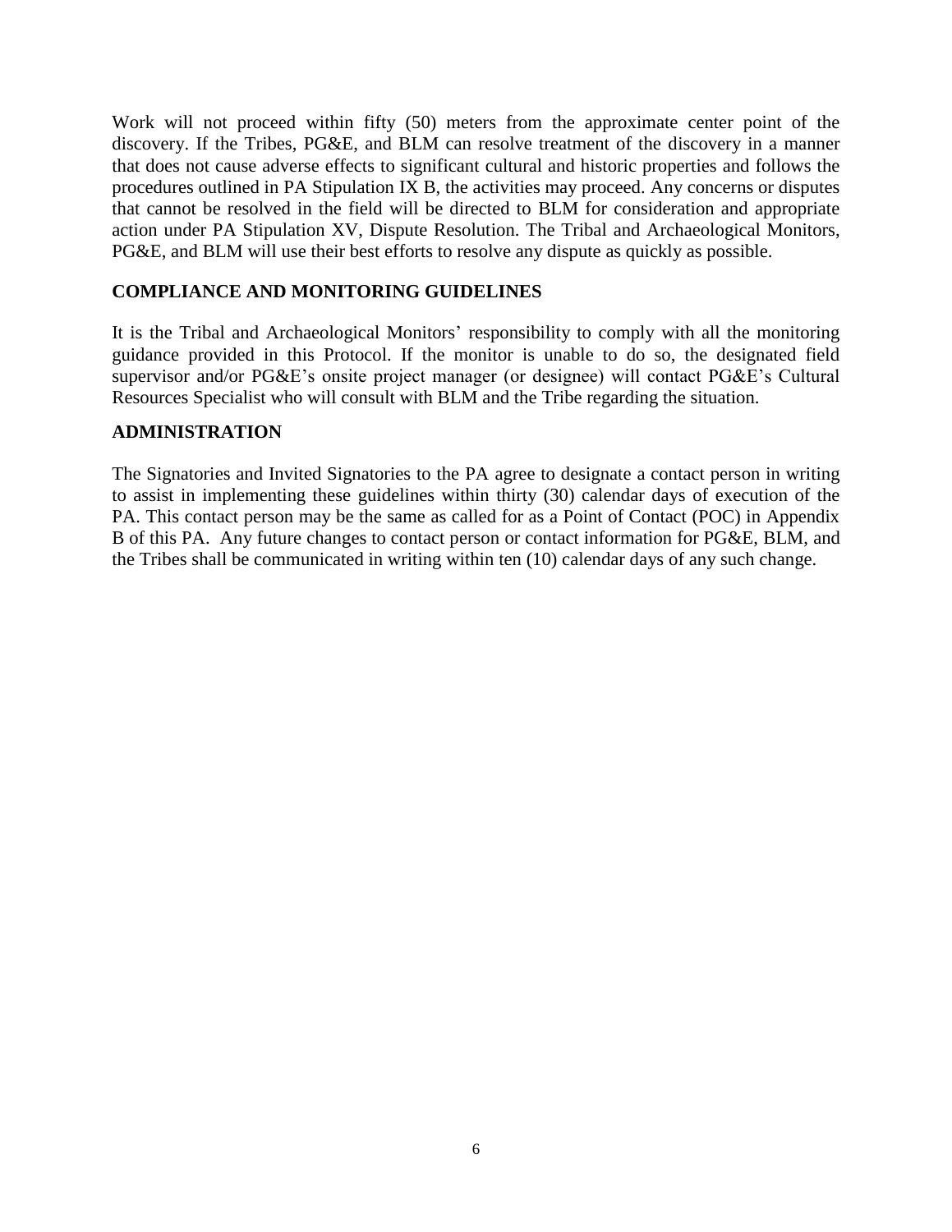Work will not proceed within fifty (50) meters from the approximate center point of the discovery. If the Tribes, PG&E, and BLM can resolve treatment of the discovery in a manner that does not cause adverse effects to significant cultural and historic properties and follows the procedures outlined in PA Stipulation IX B, the activities may proceed. Any concerns or disputes that cannot be resolved in the field will be directed to BLM for consideration and appropriate action under PA Stipulation XV, Dispute Resolution. The Tribal and Archaeological Monitors, PG&E, and BLM will use their best efforts to resolve any dispute as quickly as possible.

## COMPLIANCE AND MONITORING GUIDELINES

It is the Tribal and Archaeological Monitors' responsibility to comply with all the monitoring guidance provided in this Protocol. If the monitor is unable to do so, the designated field supervisor and/or PG&E's onsite project manager (or designee) will contact PG&E's Cultural Resources Specialist who will consult with BLM and the Tribe regarding the situation.

## ADMINISTRATION

The Signatories and Invited Signatories to the PA agree to designate a contact person in writing to assist in implementing these guidelines within thirty (30) calendar days of execution of the PA. This contact person may be the same as called for as a Point of Contact (POC) in Appendix B of this PA. Any future changes to contact person or contact information for PG&E, BLM, and the Tribes shall be communicated in writing within ten (10) calendar days of any such change.